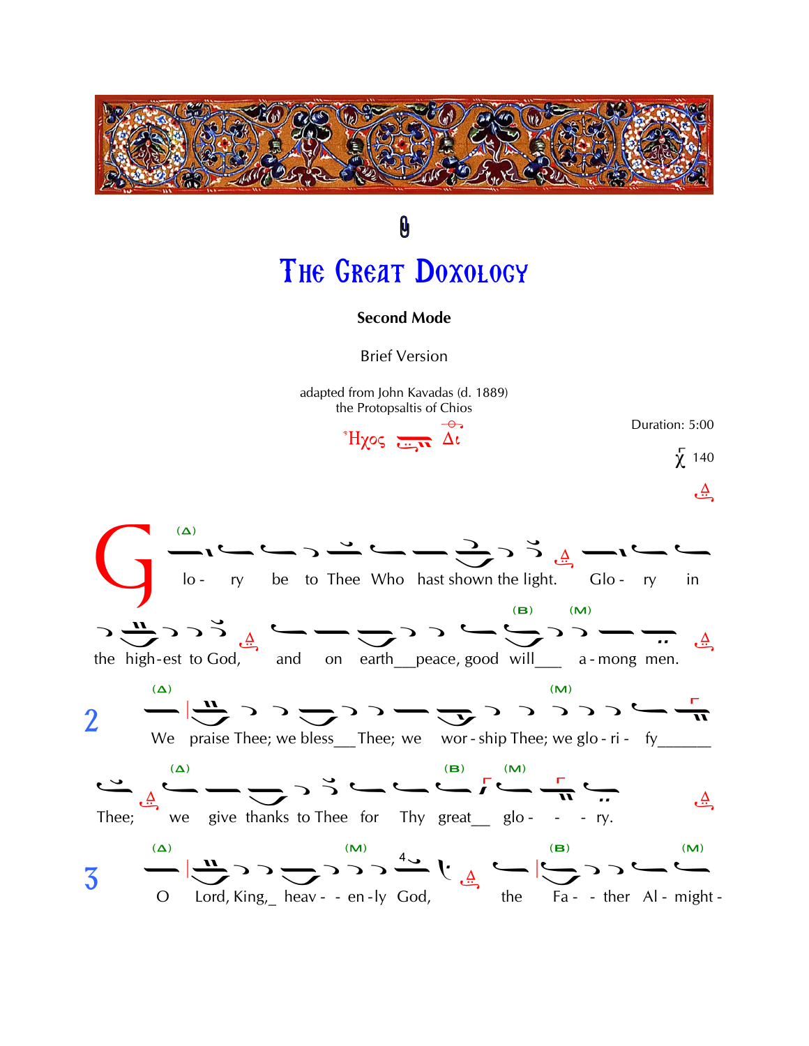# The Great Doxology

**Second Mode**

Brief Version

adapted from John Kavadas (d. 1889)
the Protopsaltis of Chios

Ἦχος Δι

Duration: 5:00

χ 140

Glo - ry be to Thee Who hast shown the light. Glo - ry in the high-est to God, and on earth peace, good will a - mong men.

2 We praise Thee; we bless Thee; we wor - ship Thee; we glo - ri - fy Thee; we give thanks to Thee for Thy great glo - - - ry.

3 O Lord, King, heav - - en - ly God, the Fa - - ther Al - might -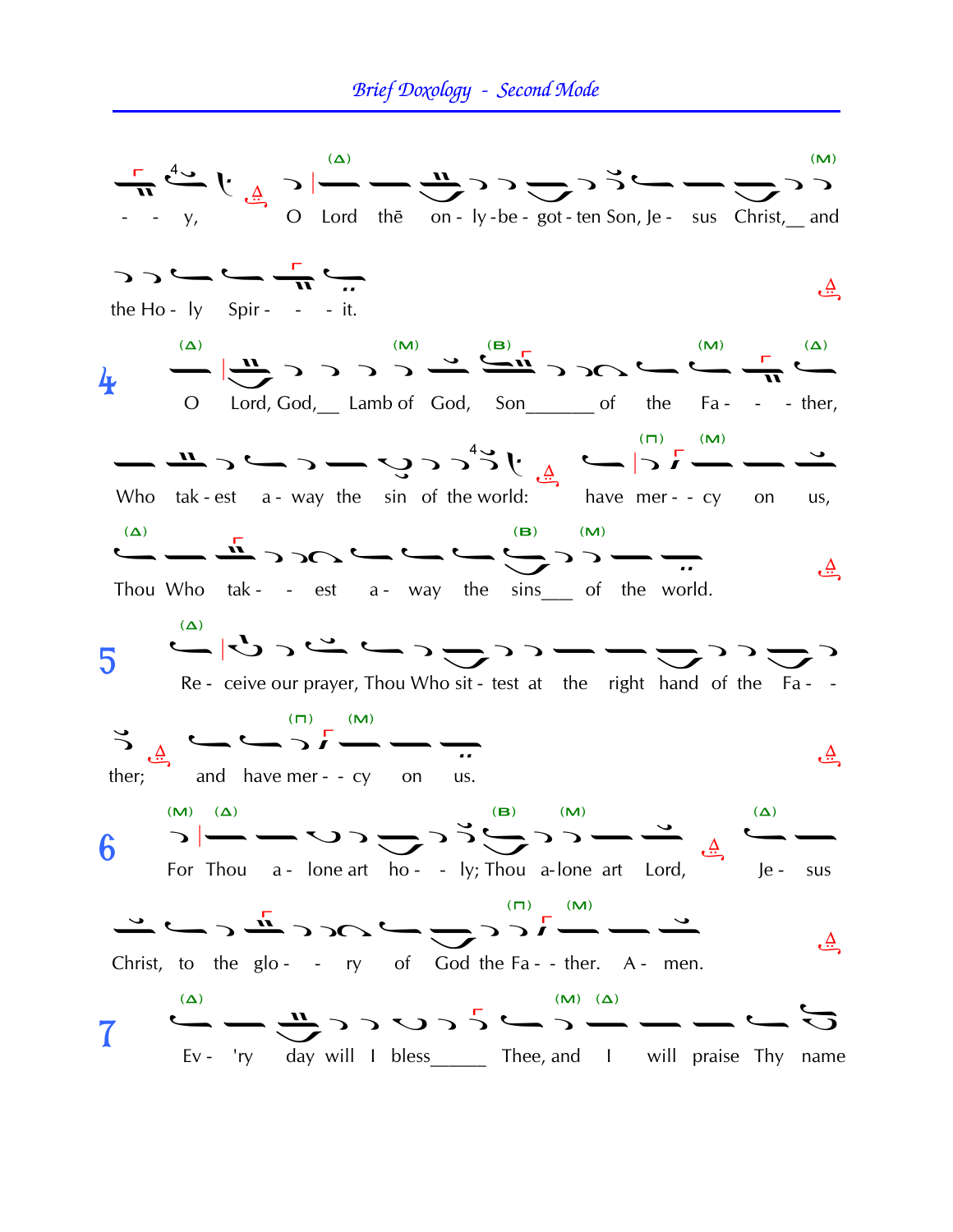Brief Doxology - Second Mode

- - y, O Lord thē on - ly-be - got - ten Son, Je - sus Christ,__ and

the Ho - ly Spir - - - it.

**4** O Lord, God,__ Lamb of God, Son_______ of the Fa - - - ther,

Who tak - est a - way the sin of the world: have mer - - cy on us,

Thou Who tak - - est a - way the sins___ of the world.

**5** Re - ceive our prayer, Thou Who sit - test at the right hand of the Fa - -

ther; and have mer - - cy on us.

**6** For Thou a - lone art ho - - ly; Thou a-lone art Lord, Je - sus

Christ, to the glo - - ry of God the Fa - - ther. A - men.

**7** Ev - 'ry day will I bless______ Thee, and I will praise Thy name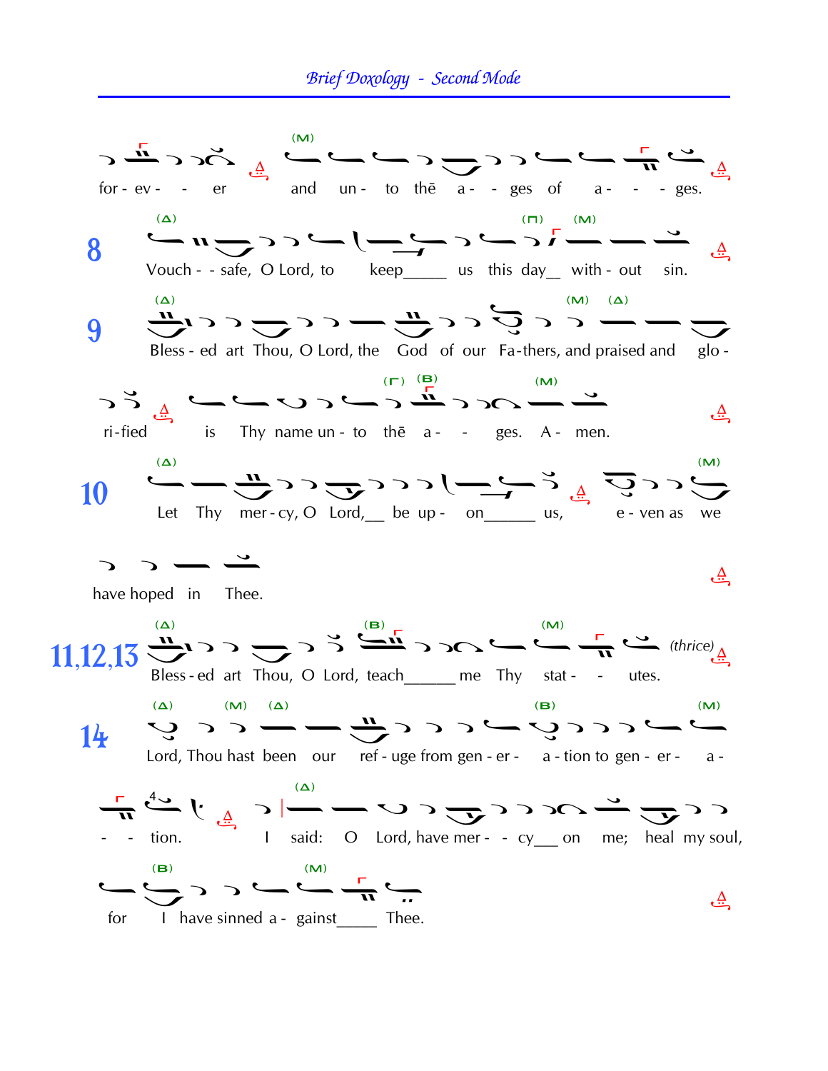for - ev - - er and un - to thē a - - ges of a - - - ges.

**8** Vouch - - safe, O Lord, to keep_____ us this day__ with - out sin.

**9** Bless - ed art Thou, O Lord, the God of our Fa-thers, and praised and glo -

ri-fied is Thy name un - to thē a - - ges. A - men.

**10** Let Thy mer - cy, O Lord,__ be up - on______ us, e - ven as we

have hoped in Thee.

**11,12,13** Bless - ed art Thou, O Lord, teach______ me Thy stat - - utes. *(thrice)*

**14** Lord, Thou hast been our ref - uge from gen - er - a - tion to gen - er - a -

- - tion. I said: O Lord, have mer - - cy___ on me; heal my soul,

for I have sinned a - gainst_____ Thee.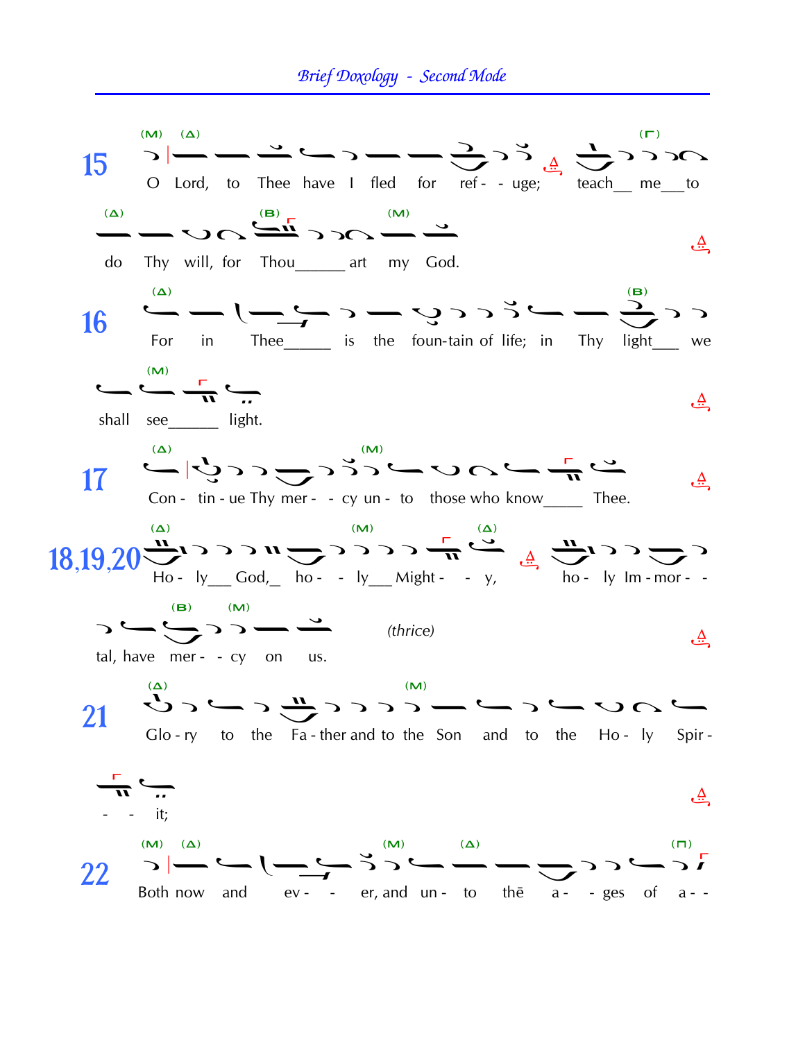15 O Lord, to Thee have I fled for ref - - uge; teach__ me__to do Thy will, for Thou______ art my God.

16 For in Thee_____ is the foun-tain of life; in Thy light___ we shall see______ light.

17 Con - tin - ue Thy mer - - cy un - to those who know____ Thee.

18,19,20 Ho - ly___ God,_ ho - - ly___ Might - - y, ho - ly Im - mor - - tal, have mer - - cy on us. *(thrice)*

21 Glo - ry to the Fa - ther and to the Son and to the Ho - ly Spir - - - it;

22 Both now and ev - - er, and un - to thē a - - ges of a - -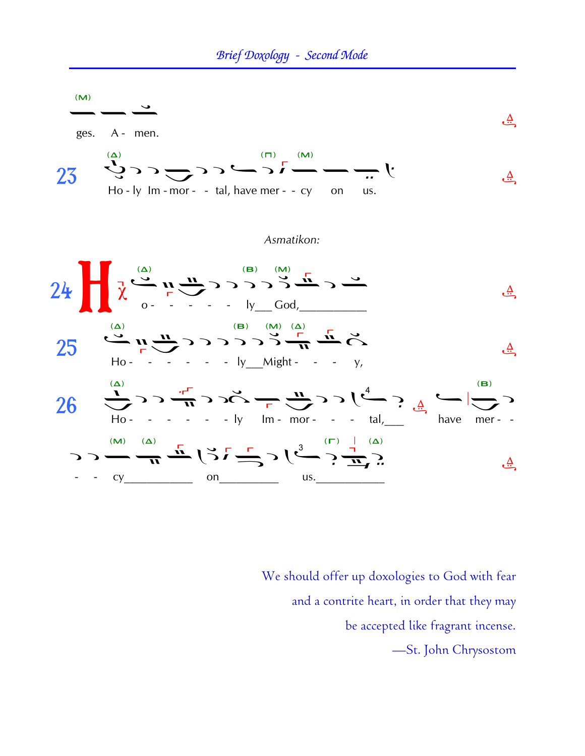ges. A - men.

23 Ho - ly Im - mor - - tal, have mer - - cy on us.

*Asmatikon:*

24 o - - - - - ly___ God,__________

25 Ho - - - - - - ly___Might - - - y,

26 Ho - - - - - - ly Im - mor - - - tal,___ have mer - -

- - cy___________ on__________ us.___________

We should offer up doxologies to God with fear and a contrite heart, in order that they may be accepted like fragrant incense.

—St. John Chrysostom